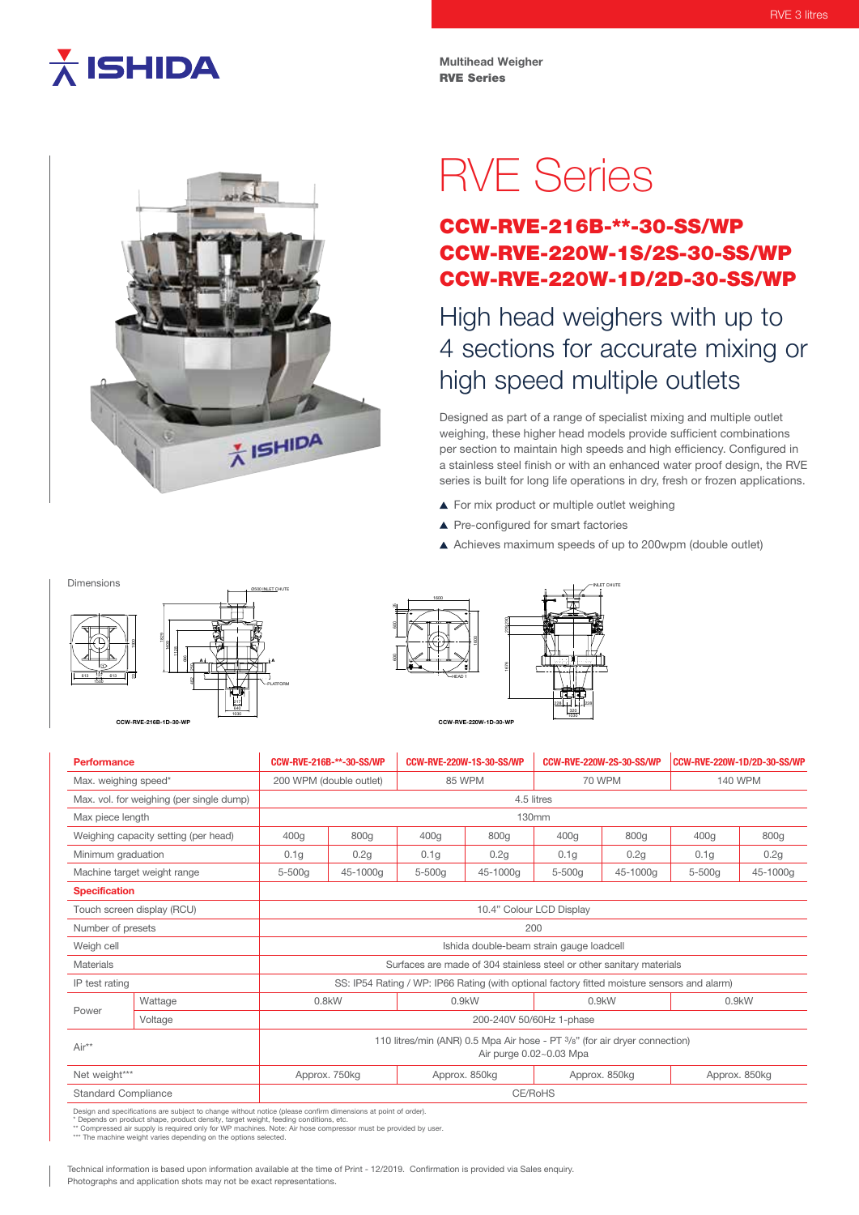Multihead Weigher
**RVE Series**

# RVE Series

## CCW-RVE-216B-**-30-SS/WP
## CCW-RVE-220W-1S/2S-30-SS/WP
## CCW-RVE-220W-1D/2D-30-SS/WP

### High head weighers with up to 4 sections for accurate mixing or high speed multiple outlets

Designed as part of a range of specialist mixing and multiple outlet weighing, these higher head models provide sufficient combinations per section to maintain high speeds and high efficiency. Configured in a stainless steel finish or with an enhanced water proof design, the RVE series is built for long life operations in dry, fresh or frozen applications.

- For mix product or multiple outlet weighing
- Pre-configured for smart factories
- Achieves maximum speeds of up to 200wpm (double outlet)

Dimensions

CCW-RVE-216B-1D-30-WP

CCW-RVE-220W-1D-30-WP

| Performance | | CCW-RVE-216B-**-30-SS/WP | | CCW-RVE-220W-1S-30-SS/WP | | CCW-RVE-220W-2S-30-SS/WP | | CCW-RVE-220W-1D/2D-30-SS/WP | |
|---|---|---|---|---|---|---|---|---|---|
| Max. weighing speed* | | 200 WPM (double outlet) | | 85 WPM | | 70 WPM | | 140 WPM | |
| Max. vol. for weighing (per single dump) | | 4.5 litres | | | | | | | |
| Max piece length | | 130mm | | | | | | | |
| Weighing capacity setting (per head) | | 400g | 800g | 400g | 800g | 400g | 800g | 400g | 800g |
| Minimum graduation | | 0.1g | 0.2g | 0.1g | 0.2g | 0.1g | 0.2g | 0.1g | 0.2g |
| Machine target weight range | | 5-500g | 45-1000g | 5-500g | 45-1000g | 5-500g | 45-1000g | 5-500g | 45-1000g |
| **Specification** | | | | | | | | | |
| Touch screen display (RCU) | | 10.4" Colour LCD Display | | | | | | | |
| Number of presets | | 200 | | | | | | | |
| Weigh cell | | Ishida double-beam strain gauge loadcell | | | | | | | |
| Materials | | Surfaces are made of 304 stainless steel or other sanitary materials | | | | | | | |
| IP test rating | | SS: IP54 Rating / WP: IP66 Rating (with optional factory fitted moisture sensors and alarm) | | | | | | | |
| Power | Wattage | 0.8kW | | 0.9kW | | 0.9kW | | 0.9kW | |
| | Voltage | 200-240V 50/60Hz 1-phase | | | | | | | |
| Air** | | 110 litres/min (ANR) 0.5 Mpa Air hose - PT 3/8" (for air dryer connection) Air purge 0.02~0.03 Mpa | | | | | | | |
| Net weight*** | | Approx. 750kg | | Approx. 850kg | | Approx. 850kg | | Approx. 850kg | |
| Standard Compliance | | CE/RoHS | | | | | | | |

Design and specifications are subject to change without notice (please confirm dimensions at point of order).
\* Depends on product shape, product density, target weight, feeding conditions, etc.
\*\* Compressed air supply is required only for WP machines. Note: Air hose compressor must be provided by user.
\*\*\* The machine weight varies depending on the options selected.

Technical information is based upon information available at the time of Print - 12/2019. Confirmation is provided via Sales enquiry.
Photographs and application shots may not be exact representations.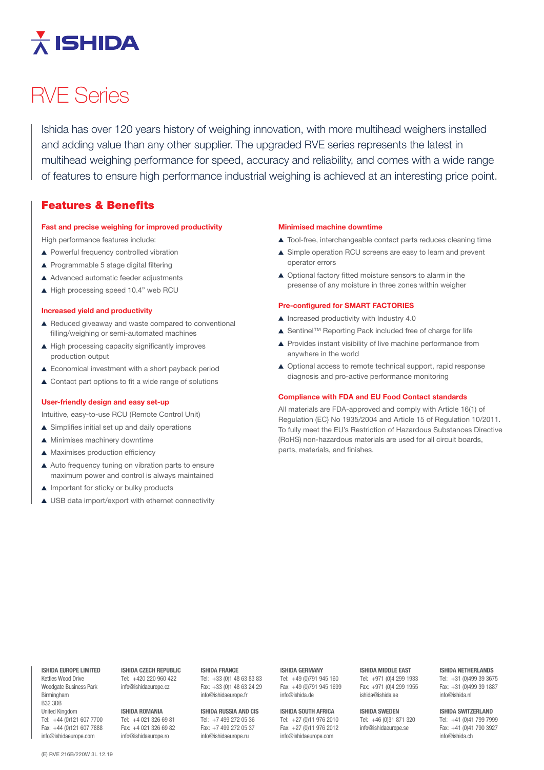# ISHIDA

# RVE Series

Ishida has over 120 years history of weighing innovation, with more multihead weighers installed and adding value than any other supplier. The upgraded RVE series represents the latest in multihead weighing performance for speed, accuracy and reliability, and comes with a wide range of features to ensure high performance industrial weighing is achieved at an interesting price point.

## Features & Benefits

### Fast and precise weighing for improved productivity

High performance features include:

- Powerful frequency controlled vibration
- Programmable 5 stage digital filtering
- Advanced automatic feeder adjustments
- High processing speed 10.4" web RCU

### Increased yield and productivity

- Reduced giveaway and waste compared to conventional filling/weighing or semi-automated machines
- High processing capacity significantly improves production output
- Economical investment with a short payback period
- Contact part options to fit a wide range of solutions

### User-friendly design and easy set-up

Intuitive, easy-to-use RCU (Remote Control Unit)

- Simplifies initial set up and daily operations
- Minimises machinery downtime
- Maximises production efficiency
- Auto frequency tuning on vibration parts to ensure maximum power and control is always maintained
- Important for sticky or bulky products
- USB data import/export with ethernet connectivity

### Minimised machine downtime

- Tool-free, interchangeable contact parts reduces cleaning time
- Simple operation RCU screens are easy to learn and prevent operator errors
- Optional factory fitted moisture sensors to alarm in the presense of any moisture in three zones within weigher

### Pre-configured for SMART FACTORIES

- Increased productivity with Industry 4.0
- Sentinel™ Reporting Pack included free of charge for life
- Provides instant visibility of live machine performance from anywhere in the world
- Optional access to remote technical support, rapid response diagnosis and pro-active performance monitoring

### Compliance with FDA and EU Food Contact standards

All materials are FDA-approved and comply with Article 16(1) of Regulation (EC) No 1935/2004 and Article 15 of Regulation 10/2011. To fully meet the EU's Restriction of Hazardous Substances Directive (RoHS) non-hazardous materials are used for all circuit boards, parts, materials, and finishes.

**ISHIDA EUROPE LIMITED**
Kettles Wood Drive
Woodgate Business Park
Birmingham
B32 3DB
United Kingdom
Tel: +44 (0)121 607 7700
Fax: +44 (0)121 607 7888
info@ishidaeurope.com

**ISHIDA CZECH REPUBLIC**
Tel: +420 220 960 422
info@ishidaeurope.cz

**ISHIDA ROMANIA**
Tel: +4 021 326 69 81
Fax: +4 021 326 69 82
info@ishidaeurope.ro

**ISHIDA FRANCE**
Tel: +33 (0)1 48 63 83 83
Fax: +33 (0)1 48 63 24 29
info@ishidaeurope.fr

**ISHIDA RUSSIA AND CIS**
Tel: +7 499 272 05 36
Fax: +7 499 272 05 37
info@ishidaeurope.ru

**ISHIDA GERMANY**
Tel: +49 (0)791 945 160
Fax: +49 (0)791 945 1699
info@ishida.de

**ISHIDA SOUTH AFRICA**
Tel: +27 (0)11 976 2010
Fax: +27 (0)11 976 2012
info@ishidaeurope.com

**ISHIDA MIDDLE EAST**
Tel: +971 (0)4 299 1933
Fax: +971 (0)4 299 1955
ishida@ishida.ae

**ISHIDA SWEDEN**
Tel: +46 (0)31 871 320
info@ishidaeurope.se

**ISHIDA NETHERLANDS**
Tel: +31 (0)499 39 3675
Fax: +31 (0)499 39 1887
info@ishida.nl

**ISHIDA SWITZERLAND**
Tel: +41 (0)41 799 7999
Fax: +41 (0)41 790 3927
info@ishida.ch

(E) RVE 216B/220W 3L 12.19